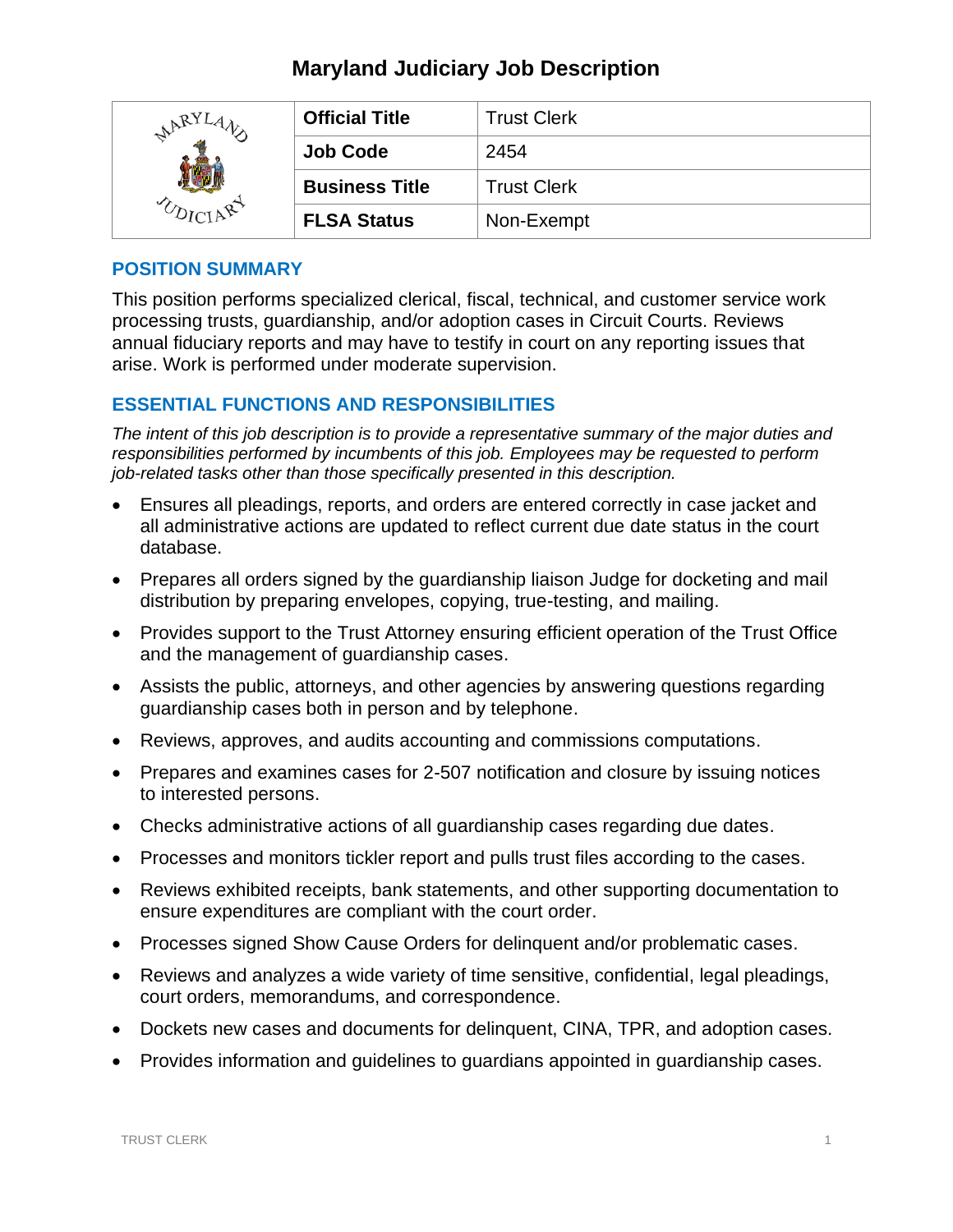# Maryland Judiciary Job Description

| | | |
|---|---|---|
| | **Official Title** | Trust Clerk |
| | **Job Code** | 2454 |
| | **Business Title** | Trust Clerk |
| | **FLSA Status** | Non-Exempt |

## POSITION SUMMARY

This position performs specialized clerical, fiscal, technical, and customer service work processing trusts, guardianship, and/or adoption cases in Circuit Courts. Reviews annual fiduciary reports and may have to testify in court on any reporting issues that arise. Work is performed under moderate supervision.

## ESSENTIAL FUNCTIONS AND RESPONSIBILITIES

*The intent of this job description is to provide a representative summary of the major duties and responsibilities performed by incumbents of this job. Employees may be requested to perform job-related tasks other than those specifically presented in this description.*

- Ensures all pleadings, reports, and orders are entered correctly in case jacket and all administrative actions are updated to reflect current due date status in the court database.
- Prepares all orders signed by the guardianship liaison Judge for docketing and mail distribution by preparing envelopes, copying, true-testing, and mailing.
- Provides support to the Trust Attorney ensuring efficient operation of the Trust Office and the management of guardianship cases.
- Assists the public, attorneys, and other agencies by answering questions regarding guardianship cases both in person and by telephone.
- Reviews, approves, and audits accounting and commissions computations.
- Prepares and examines cases for 2-507 notification and closure by issuing notices to interested persons.
- Checks administrative actions of all guardianship cases regarding due dates.
- Processes and monitors tickler report and pulls trust files according to the cases.
- Reviews exhibited receipts, bank statements, and other supporting documentation to ensure expenditures are compliant with the court order.
- Processes signed Show Cause Orders for delinquent and/or problematic cases.
- Reviews and analyzes a wide variety of time sensitive, confidential, legal pleadings, court orders, memorandums, and correspondence.
- Dockets new cases and documents for delinquent, CINA, TPR, and adoption cases.
- Provides information and guidelines to guardians appointed in guardianship cases.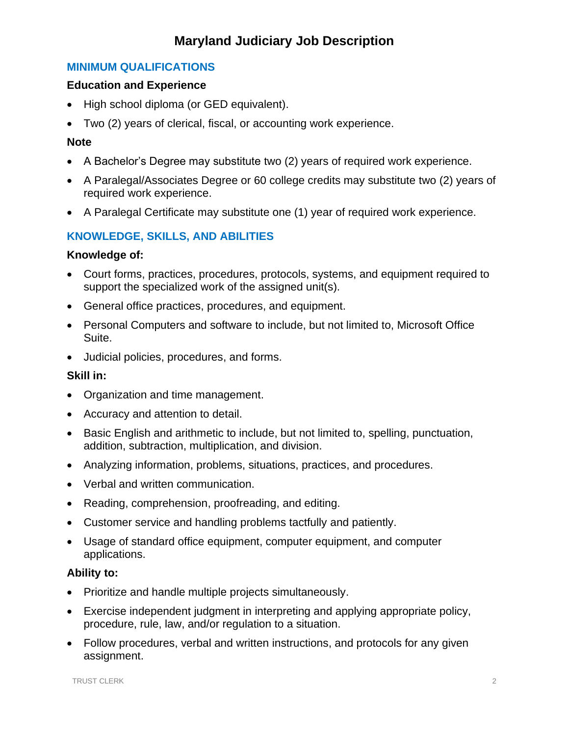# Maryland Judiciary Job Description

## MINIMUM QUALIFICATIONS

### Education and Experience

- High school diploma (or GED equivalent).
- Two (2) years of clerical, fiscal, or accounting work experience.

### Note

- A Bachelor's Degree may substitute two (2) years of required work experience.
- A Paralegal/Associates Degree or 60 college credits may substitute two (2) years of required work experience.
- A Paralegal Certificate may substitute one (1) year of required work experience.

## KNOWLEDGE, SKILLS, AND ABILITIES

### Knowledge of:

- Court forms, practices, procedures, protocols, systems, and equipment required to support the specialized work of the assigned unit(s).
- General office practices, procedures, and equipment.
- Personal Computers and software to include, but not limited to, Microsoft Office Suite.
- Judicial policies, procedures, and forms.

### Skill in:

- Organization and time management.
- Accuracy and attention to detail.
- Basic English and arithmetic to include, but not limited to, spelling, punctuation, addition, subtraction, multiplication, and division.
- Analyzing information, problems, situations, practices, and procedures.
- Verbal and written communication.
- Reading, comprehension, proofreading, and editing.
- Customer service and handling problems tactfully and patiently.
- Usage of standard office equipment, computer equipment, and computer applications.

### Ability to:

- Prioritize and handle multiple projects simultaneously.
- Exercise independent judgment in interpreting and applying appropriate policy, procedure, rule, law, and/or regulation to a situation.
- Follow procedures, verbal and written instructions, and protocols for any given assignment.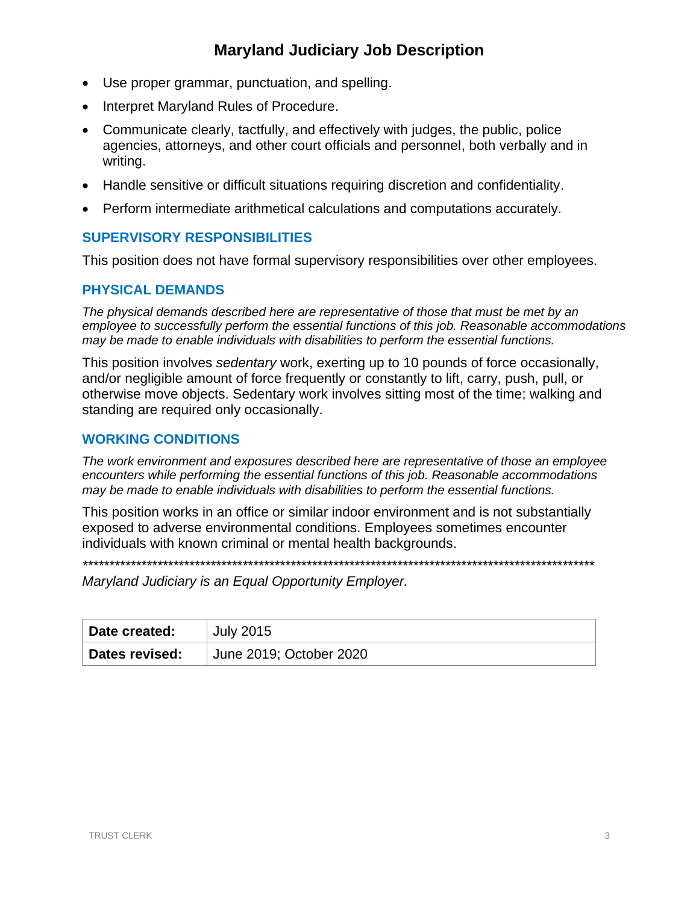- Use proper grammar, punctuation, and spelling.
- Interpret Maryland Rules of Procedure.
- Communicate clearly, tactfully, and effectively with judges, the public, police agencies, attorneys, and other court officials and personnel, both verbally and in writing.
- Handle sensitive or difficult situations requiring discretion and confidentiality.
- Perform intermediate arithmetical calculations and computations accurately.

## SUPERVISORY RESPONSIBILITIES

This position does not have formal supervisory responsibilities over other employees.

## PHYSICAL DEMANDS

*The physical demands described here are representative of those that must be met by an employee to successfully perform the essential functions of this job. Reasonable accommodations may be made to enable individuals with disabilities to perform the essential functions.*

This position involves *sedentary* work, exerting up to 10 pounds of force occasionally, and/or negligible amount of force frequently or constantly to lift, carry, push, pull, or otherwise move objects. Sedentary work involves sitting most of the time; walking and standing are required only occasionally.

## WORKING CONDITIONS

*The work environment and exposures described here are representative of those an employee encounters while performing the essential functions of this job. Reasonable accommodations may be made to enable individuals with disabilities to perform the essential functions.*

This position works in an office or similar indoor environment and is not substantially exposed to adverse environmental conditions. Employees sometimes encounter individuals with known criminal or mental health backgrounds.

****************************************************************************************************

*Maryland Judiciary is an Equal Opportunity Employer.*

| | |
|---|---|
| **Date created:** | July 2015 |
| **Dates revised:** | June 2019; October 2020 |